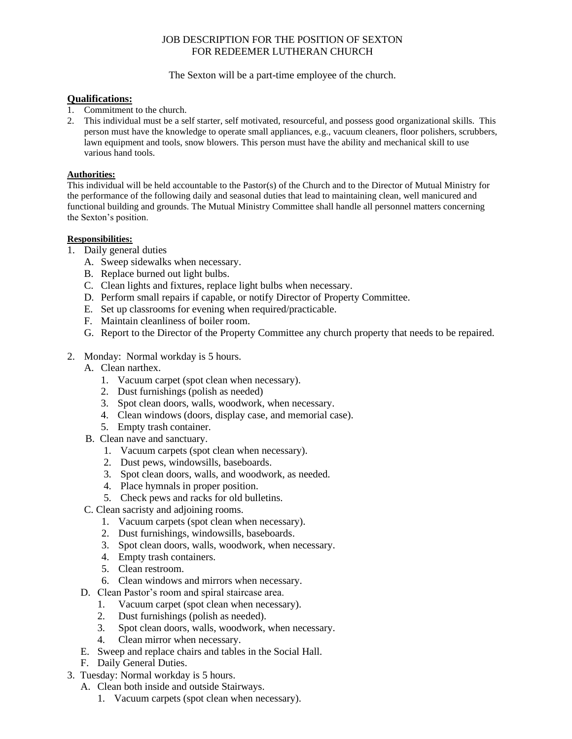JOB DESCRIPTION FOR THE POSITION OF SEXTON
FOR REDEEMER LUTHERAN CHURCH

The Sexton will be a part-time employee of the church.

## Qualifications:

1. Commitment to the church.
2. This individual must be a self starter, self motivated, resourceful, and possess good organizational skills. This person must have the knowledge to operate small appliances, e.g., vacuum cleaners, floor polishers, scrubbers, lawn equipment and tools, snow blowers. This person must have the ability and mechanical skill to use various hand tools.

### Authorities:

This individual will be held accountable to the Pastor(s) of the Church and to the Director of Mutual Ministry for the performance of the following daily and seasonal duties that lead to maintaining clean, well manicured and functional building and grounds. The Mutual Ministry Committee shall handle all personnel matters concerning the Sexton's position.

### Responsibilities:

1. Daily general duties
   - A. Sweep sidewalks when necessary.
   - B. Replace burned out light bulbs.
   - C. Clean lights and fixtures, replace light bulbs when necessary.
   - D. Perform small repairs if capable, or notify Director of Property Committee.
   - E. Set up classrooms for evening when required/practicable.
   - F. Maintain cleanliness of boiler room.
   - G. Report to the Director of the Property Committee any church property that needs to be repaired.

2. Monday: Normal workday is 5 hours.
   - A. Clean narthex.
     1. Vacuum carpet (spot clean when necessary).
     2. Dust furnishings (polish as needed)
     3. Spot clean doors, walls, woodwork, when necessary.
     4. Clean windows (doors, display case, and memorial case).
     5. Empty trash container.
   - B. Clean nave and sanctuary.
     1. Vacuum carpets (spot clean when necessary).
     2. Dust pews, windowsills, baseboards.
     3. Spot clean doors, walls, and woodwork, as needed.
     4. Place hymnals in proper position.
     5. Check pews and racks for old bulletins.
   - C. Clean sacristy and adjoining rooms.
     1. Vacuum carpets (spot clean when necessary).
     2. Dust furnishings, windowsills, baseboards.
     3. Spot clean doors, walls, woodwork, when necessary.
     4. Empty trash containers.
     5. Clean restroom.
     6. Clean windows and mirrors when necessary.
   - D. Clean Pastor's room and spiral staircase area.
     1. Vacuum carpet (spot clean when necessary).
     2. Dust furnishings (polish as needed).
     3. Spot clean doors, walls, woodwork, when necessary.
     4. Clean mirror when necessary.
   - E. Sweep and replace chairs and tables in the Social Hall.
   - F. Daily General Duties.
3. Tuesday: Normal workday is 5 hours.
   - A. Clean both inside and outside Stairways.
     1. Vacuum carpets (spot clean when necessary).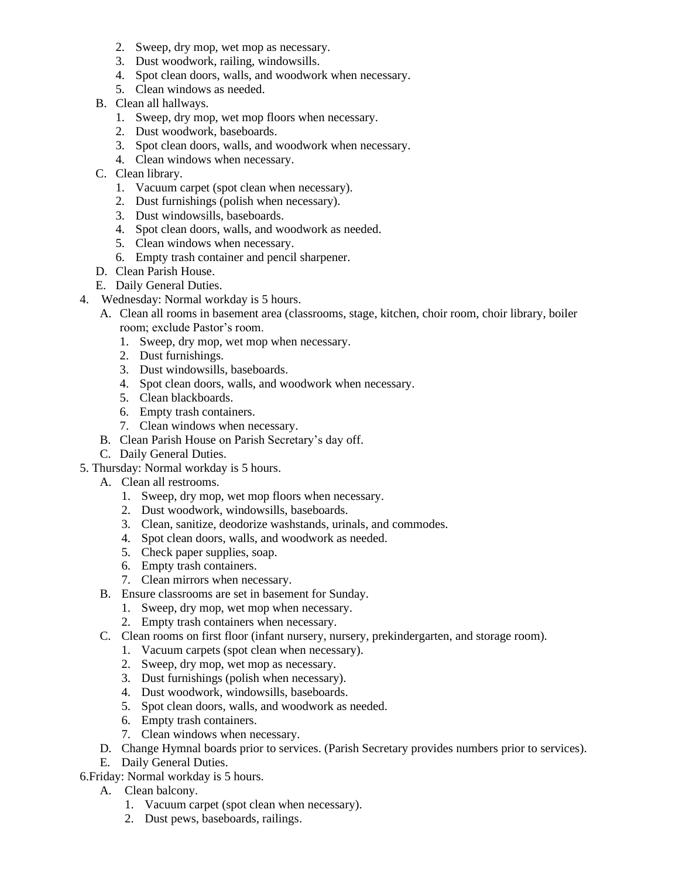2. Sweep, dry mop, wet mop as necessary.
3. Dust woodwork, railing, windowsills.
4. Spot clean doors, walls, and woodwork when necessary.
5. Clean windows as needed.

B. Clean all hallways.
1. Sweep, dry mop, wet mop floors when necessary.
2. Dust woodwork, baseboards.
3. Spot clean doors, walls, and woodwork when necessary.
4. Clean windows when necessary.

C. Clean library.
1. Vacuum carpet (spot clean when necessary).
2. Dust furnishings (polish when necessary).
3. Dust windowsills, baseboards.
4. Spot clean doors, walls, and woodwork as needed.
5. Clean windows when necessary.
6. Empty trash container and pencil sharpener.

D. Clean Parish House.

E. Daily General Duties.

4. Wednesday: Normal workday is 5 hours.

A. Clean all rooms in basement area (classrooms, stage, kitchen, choir room, choir library, boiler room; exclude Pastor's room.
1. Sweep, dry mop, wet mop when necessary.
2. Dust furnishings.
3. Dust windowsills, baseboards.
4. Spot clean doors, walls, and woodwork when necessary.
5. Clean blackboards.
6. Empty trash containers.
7. Clean windows when necessary.

B. Clean Parish House on Parish Secretary's day off.

C. Daily General Duties.

5. Thursday: Normal workday is 5 hours.

A. Clean all restrooms.
1. Sweep, dry mop, wet mop floors when necessary.
2. Dust woodwork, windowsills, baseboards.
3. Clean, sanitize, deodorize washstands, urinals, and commodes.
4. Spot clean doors, walls, and woodwork as needed.
5. Check paper supplies, soap.
6. Empty trash containers.
7. Clean mirrors when necessary.

B. Ensure classrooms are set in basement for Sunday.
1. Sweep, dry mop, wet mop when necessary.
2. Empty trash containers when necessary.

C. Clean rooms on first floor (infant nursery, nursery, prekindergarten, and storage room).
1. Vacuum carpets (spot clean when necessary).
2. Sweep, dry mop, wet mop as necessary.
3. Dust furnishings (polish when necessary).
4. Dust woodwork, windowsills, baseboards.
5. Spot clean doors, walls, and woodwork as needed.
6. Empty trash containers.
7. Clean windows when necessary.

D. Change Hymnal boards prior to services. (Parish Secretary provides numbers prior to services).

E. Daily General Duties.

6. Friday: Normal workday is 5 hours.

A. Clean balcony.
1. Vacuum carpet (spot clean when necessary).
2. Dust pews, baseboards, railings.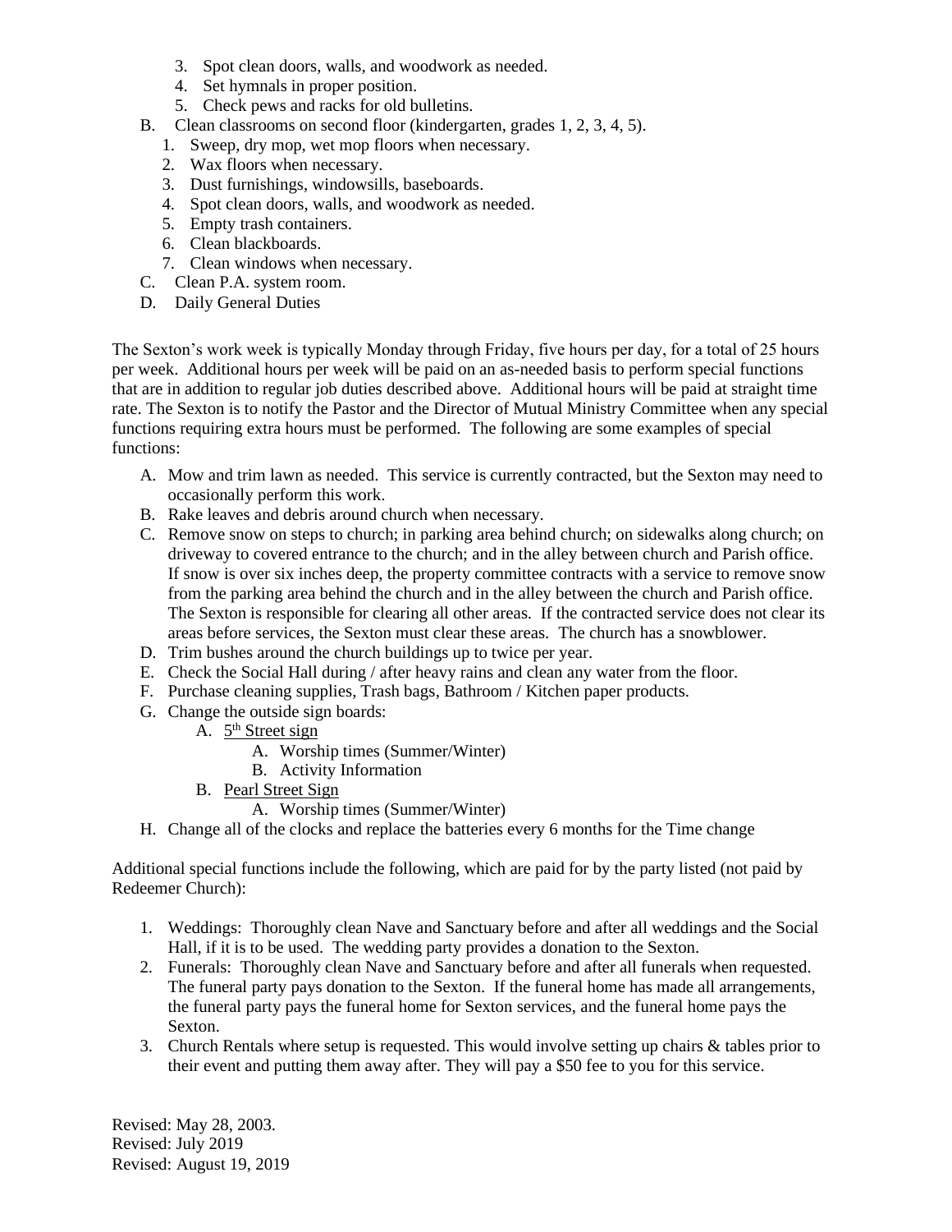3. Spot clean doors, walls, and woodwork as needed.
4. Set hymnals in proper position.
5. Check pews and racks for old bulletins.

B. Clean classrooms on second floor (kindergarten, grades 1, 2, 3, 4, 5).
   1. Sweep, dry mop, wet mop floors when necessary.
   2. Wax floors when necessary.
   3. Dust furnishings, windowsills, baseboards.
   4. Spot clean doors, walls, and woodwork as needed.
   5. Empty trash containers.
   6. Clean blackboards.
   7. Clean windows when necessary.

C. Clean P.A. system room.

D. Daily General Duties

The Sexton's work week is typically Monday through Friday, five hours per day, for a total of 25 hours per week. Additional hours per week will be paid on an as-needed basis to perform special functions that are in addition to regular job duties described above. Additional hours will be paid at straight time rate. The Sexton is to notify the Pastor and the Director of Mutual Ministry Committee when any special functions requiring extra hours must be performed. The following are some examples of special functions:

A. Mow and trim lawn as needed. This service is currently contracted, but the Sexton may need to occasionally perform this work.

B. Rake leaves and debris around church when necessary.

C. Remove snow on steps to church; in parking area behind church; on sidewalks along church; on driveway to covered entrance to the church; and in the alley between church and Parish office. If snow is over six inches deep, the property committee contracts with a service to remove snow from the parking area behind the church and in the alley between the church and Parish office. The Sexton is responsible for clearing all other areas. If the contracted service does not clear its areas before services, the Sexton must clear these areas. The church has a snowblower.

D. Trim bushes around the church buildings up to twice per year.

E. Check the Social Hall during / after heavy rains and clean any water from the floor.

F. Purchase cleaning supplies, Trash bags, Bathroom / Kitchen paper products.

G. Change the outside sign boards:
   A. 5th Street sign
      A. Worship times (Summer/Winter)
      B. Activity Information
   B. Pearl Street Sign
      A. Worship times (Summer/Winter)

H. Change all of the clocks and replace the batteries every 6 months for the Time change

Additional special functions include the following, which are paid for by the party listed (not paid by Redeemer Church):

1. Weddings: Thoroughly clean Nave and Sanctuary before and after all weddings and the Social Hall, if it is to be used. The wedding party provides a donation to the Sexton.
2. Funerals: Thoroughly clean Nave and Sanctuary before and after all funerals when requested. The funeral party pays donation to the Sexton. If the funeral home has made all arrangements, the funeral party pays the funeral home for Sexton services, and the funeral home pays the Sexton.
3. Church Rentals where setup is requested. This would involve setting up chairs & tables prior to their event and putting them away after. They will pay a $50 fee to you for this service.

Revised: May 28, 2003.
Revised: July 2019
Revised: August 19, 2019